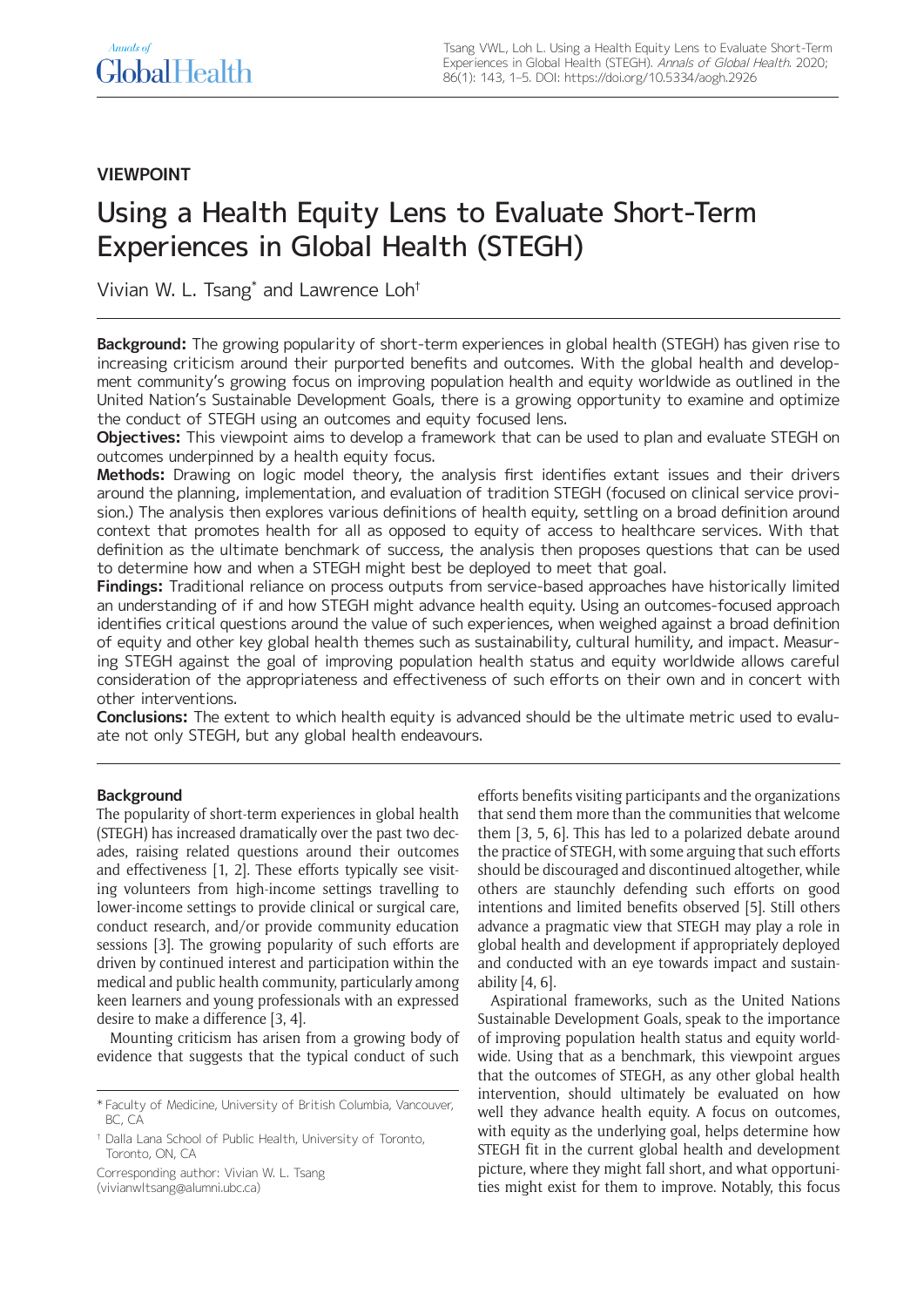## VIEWPOINT

# Using a Health Equity Lens to Evaluate Short-Term Experiences in Global Health (STEGH)

Vivian W. L. Tsang* and Lawrence Loh†

**Background:** The growing popularity of short-term experiences in global health (STEGH) has given rise to increasing criticism around their purported benefits and outcomes. With the global health and development community's growing focus on improving population health and equity worldwide as outlined in the United Nation's Sustainable Development Goals, there is a growing opportunity to examine and optimize the conduct of STEGH using an outcomes and equity focused lens.

**Objectives:** This viewpoint aims to develop a framework that can be used to plan and evaluate STEGH on outcomes underpinned by a health equity focus.

**Methods:** Drawing on logic model theory, the analysis first identifies extant issues and their drivers around the planning, implementation, and evaluation of tradition STEGH (focused on clinical service provision.) The analysis then explores various definitions of health equity, settling on a broad definition around context that promotes health for all as opposed to equity of access to healthcare services. With that definition as the ultimate benchmark of success, the analysis then proposes questions that can be used to determine how and when a STEGH might best be deployed to meet that goal.

**Findings:** Traditional reliance on process outputs from service-based approaches have historically limited an understanding of if and how STEGH might advance health equity. Using an outcomes-focused approach identifies critical questions around the value of such experiences, when weighed against a broad definition of equity and other key global health themes such as sustainability, cultural humility, and impact. Measuring STEGH against the goal of improving population health status and equity worldwide allows careful consideration of the appropriateness and effectiveness of such efforts on their own and in concert with other interventions.

**Conclusions:** The extent to which health equity is advanced should be the ultimate metric used to evaluate not only STEGH, but any global health endeavours.

### Background

The popularity of short-term experiences in global health (STEGH) has increased dramatically over the past two decades, raising related questions around their outcomes and effectiveness [1, 2]. These efforts typically see visiting volunteers from high-income settings travelling to lower-income settings to provide clinical or surgical care, conduct research, and/or provide community education sessions [3]. The growing popularity of such efforts are driven by continued interest and participation within the medical and public health community, particularly among keen learners and young professionals with an expressed desire to make a difference [3, 4].

Mounting criticism has arisen from a growing body of evidence that suggests that the typical conduct of such efforts benefits visiting participants and the organizations that send them more than the communities that welcome them [3, 5, 6]. This has led to a polarized debate around the practice of STEGH, with some arguing that such efforts should be discouraged and discontinued altogether, while others are staunchly defending such efforts on good intentions and limited benefits observed [5]. Still others advance a pragmatic view that STEGH may play a role in global health and development if appropriately deployed and conducted with an eye towards impact and sustainability [4, 6].

Aspirational frameworks, such as the United Nations Sustainable Development Goals, speak to the importance of improving population health status and equity worldwide. Using that as a benchmark, this viewpoint argues that the outcomes of STEGH, as any other global health intervention, should ultimately be evaluated on how well they advance health equity. A focus on outcomes, with equity as the underlying goal, helps determine how STEGH fit in the current global health and development picture, where they might fall short, and what opportunities might exist for them to improve. Notably, this focus

* Faculty of Medicine, University of British Columbia, Vancouver, BC, CA

† Dalla Lana School of Public Health, University of Toronto, Toronto, ON, CA

Corresponding author: Vivian W. L. Tsang (vivianwltsang@alumni.ubc.ca)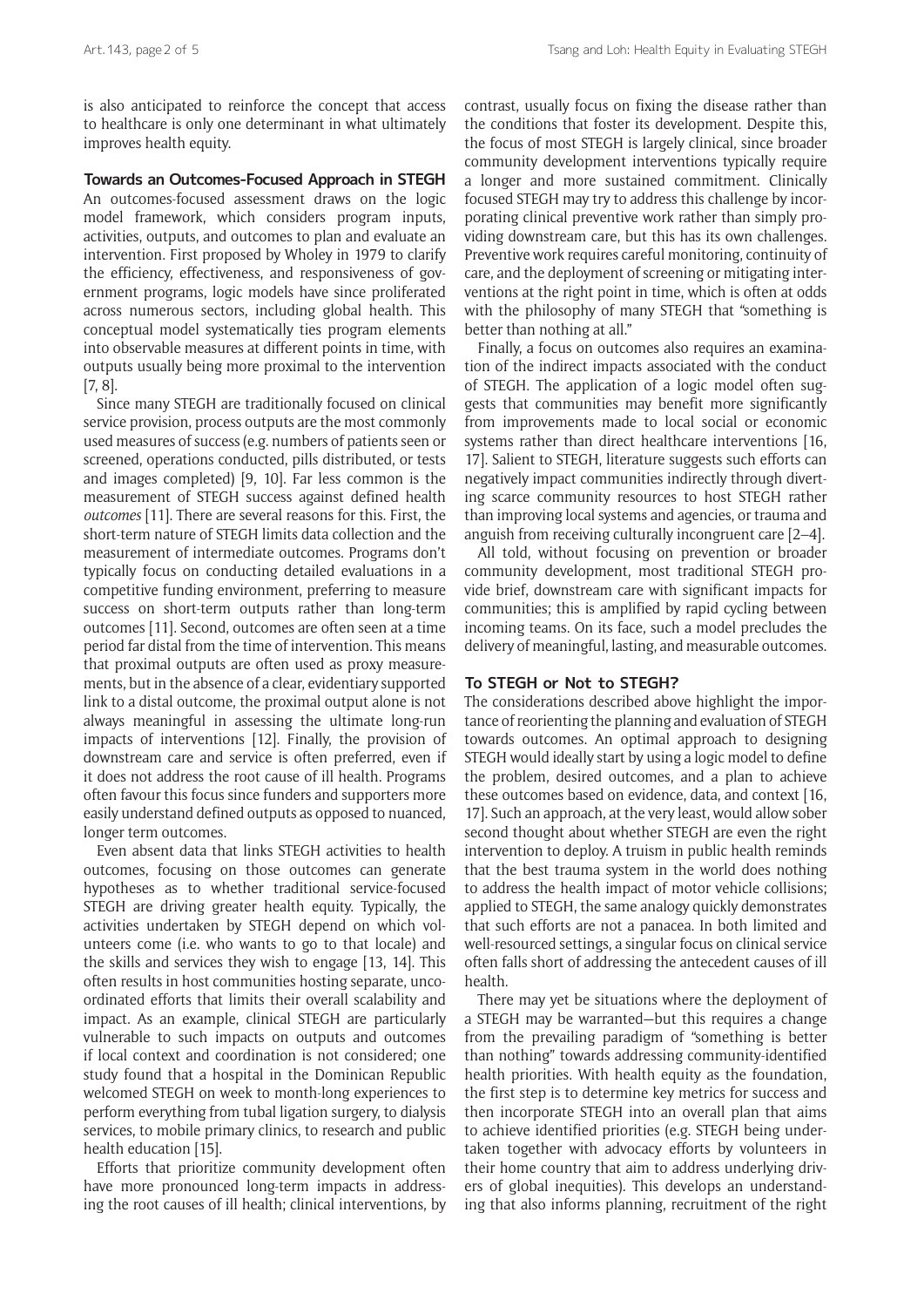is also anticipated to reinforce the concept that access to healthcare is only one determinant in what ultimately improves health equity.

### Towards an Outcomes-Focused Approach in STEGH

An outcomes-focused assessment draws on the logic model framework, which considers program inputs, activities, outputs, and outcomes to plan and evaluate an intervention. First proposed by Wholey in 1979 to clarify the efficiency, effectiveness, and responsiveness of government programs, logic models have since proliferated across numerous sectors, including global health. This conceptual model systematically ties program elements into observable measures at different points in time, with outputs usually being more proximal to the intervention [7, 8].

Since many STEGH are traditionally focused on clinical service provision, process outputs are the most commonly used measures of success (e.g. numbers of patients seen or screened, operations conducted, pills distributed, or tests and images completed) [9, 10]. Far less common is the measurement of STEGH success against defined health *outcomes* [11]. There are several reasons for this. First, the short-term nature of STEGH limits data collection and the measurement of intermediate outcomes. Programs don't typically focus on conducting detailed evaluations in a competitive funding environment, preferring to measure success on short-term outputs rather than long-term outcomes [11]. Second, outcomes are often seen at a time period far distal from the time of intervention. This means that proximal outputs are often used as proxy measurements, but in the absence of a clear, evidentiary supported link to a distal outcome, the proximal output alone is not always meaningful in assessing the ultimate long-run impacts of interventions [12]. Finally, the provision of downstream care and service is often preferred, even if it does not address the root cause of ill health. Programs often favour this focus since funders and supporters more easily understand defined outputs as opposed to nuanced, longer term outcomes.

Even absent data that links STEGH activities to health outcomes, focusing on those outcomes can generate hypotheses as to whether traditional service-focused STEGH are driving greater health equity. Typically, the activities undertaken by STEGH depend on which volunteers come (i.e. who wants to go to that locale) and the skills and services they wish to engage [13, 14]. This often results in host communities hosting separate, uncoordinated efforts that limits their overall scalability and impact. As an example, clinical STEGH are particularly vulnerable to such impacts on outputs and outcomes if local context and coordination is not considered; one study found that a hospital in the Dominican Republic welcomed STEGH on week to month-long experiences to perform everything from tubal ligation surgery, to dialysis services, to mobile primary clinics, to research and public health education [15].

Efforts that prioritize community development often have more pronounced long-term impacts in addressing the root causes of ill health; clinical interventions, by contrast, usually focus on fixing the disease rather than the conditions that foster its development. Despite this, the focus of most STEGH is largely clinical, since broader community development interventions typically require a longer and more sustained commitment. Clinically focused STEGH may try to address this challenge by incorporating clinical preventive work rather than simply providing downstream care, but this has its own challenges. Preventive work requires careful monitoring, continuity of care, and the deployment of screening or mitigating interventions at the right point in time, which is often at odds with the philosophy of many STEGH that "something is better than nothing at all."

Finally, a focus on outcomes also requires an examination of the indirect impacts associated with the conduct of STEGH. The application of a logic model often suggests that communities may benefit more significantly from improvements made to local social or economic systems rather than direct healthcare interventions [16, 17]. Salient to STEGH, literature suggests such efforts can negatively impact communities indirectly through diverting scarce community resources to host STEGH rather than improving local systems and agencies, or trauma and anguish from receiving culturally incongruent care [2–4].

All told, without focusing on prevention or broader community development, most traditional STEGH provide brief, downstream care with significant impacts for communities; this is amplified by rapid cycling between incoming teams. On its face, such a model precludes the delivery of meaningful, lasting, and measurable outcomes.

### To STEGH or Not to STEGH?

The considerations described above highlight the importance of reorienting the planning and evaluation of STEGH towards outcomes. An optimal approach to designing STEGH would ideally start by using a logic model to define the problem, desired outcomes, and a plan to achieve these outcomes based on evidence, data, and context [16, 17]. Such an approach, at the very least, would allow sober second thought about whether STEGH are even the right intervention to deploy. A truism in public health reminds that the best trauma system in the world does nothing to address the health impact of motor vehicle collisions; applied to STEGH, the same analogy quickly demonstrates that such efforts are not a panacea. In both limited and well-resourced settings, a singular focus on clinical service often falls short of addressing the antecedent causes of ill health.

There may yet be situations where the deployment of a STEGH may be warranted—but this requires a change from the prevailing paradigm of "something is better than nothing" towards addressing community-identified health priorities. With health equity as the foundation, the first step is to determine key metrics for success and then incorporate STEGH into an overall plan that aims to achieve identified priorities (e.g. STEGH being undertaken together with advocacy efforts by volunteers in their home country that aim to address underlying drivers of global inequities). This develops an understanding that also informs planning, recruitment of the right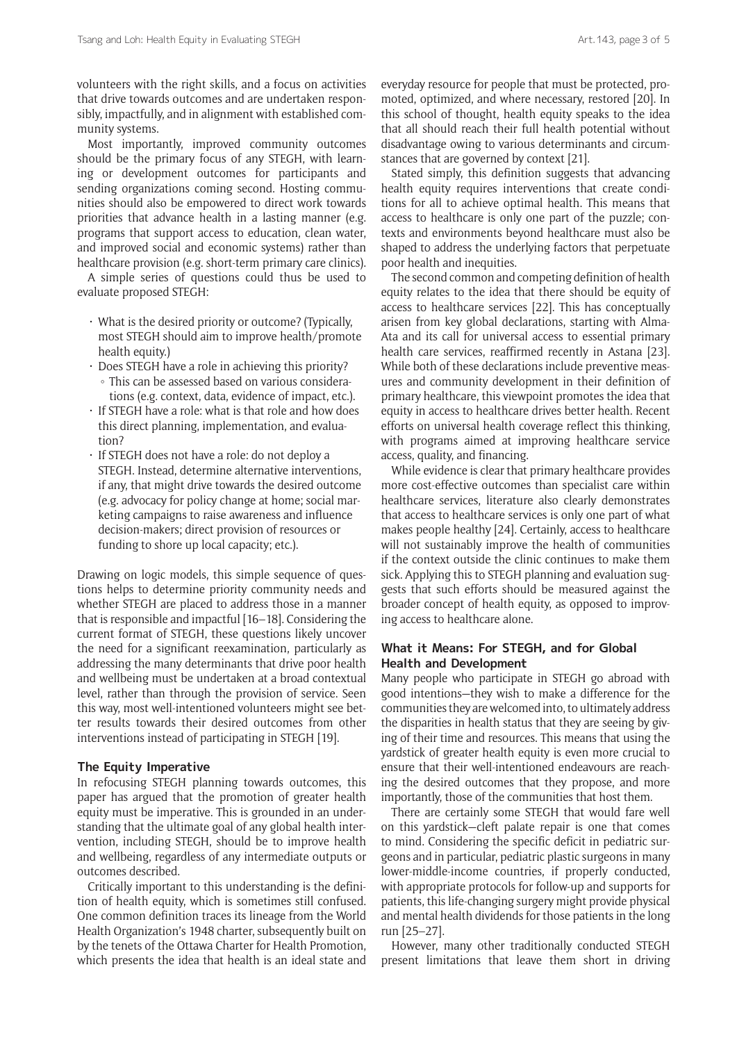volunteers with the right skills, and a focus on activities that drive towards outcomes and are undertaken responsibly, impactfully, and in alignment with established community systems.

Most importantly, improved community outcomes should be the primary focus of any STEGH, with learning or development outcomes for participants and sending organizations coming second. Hosting communities should also be empowered to direct work towards priorities that advance health in a lasting manner (e.g. programs that support access to education, clean water, and improved social and economic systems) rather than healthcare provision (e.g. short-term primary care clinics).

A simple series of questions could thus be used to evaluate proposed STEGH:

- What is the desired priority or outcome? (Typically, most STEGH should aim to improve health/promote health equity.)
- Does STEGH have a role in achieving this priority?
  - This can be assessed based on various considerations (e.g. context, data, evidence of impact, etc.).
- If STEGH have a role: what is that role and how does this direct planning, implementation, and evaluation?
- If STEGH does not have a role: do not deploy a STEGH. Instead, determine alternative interventions, if any, that might drive towards the desired outcome (e.g. advocacy for policy change at home; social marketing campaigns to raise awareness and influence decision-makers; direct provision of resources or funding to shore up local capacity; etc.).

Drawing on logic models, this simple sequence of questions helps to determine priority community needs and whether STEGH are placed to address those in a manner that is responsible and impactful [16–18]. Considering the current format of STEGH, these questions likely uncover the need for a significant reexamination, particularly as addressing the many determinants that drive poor health and wellbeing must be undertaken at a broad contextual level, rather than through the provision of service. Seen this way, most well-intentioned volunteers might see better results towards their desired outcomes from other interventions instead of participating in STEGH [19].

### The Equity Imperative

In refocusing STEGH planning towards outcomes, this paper has argued that the promotion of greater health equity must be imperative. This is grounded in an understanding that the ultimate goal of any global health intervention, including STEGH, should be to improve health and wellbeing, regardless of any intermediate outputs or outcomes described.

Critically important to this understanding is the definition of health equity, which is sometimes still confused. One common definition traces its lineage from the World Health Organization's 1948 charter, subsequently built on by the tenets of the Ottawa Charter for Health Promotion, which presents the idea that health is an ideal state and everyday resource for people that must be protected, promoted, optimized, and where necessary, restored [20]. In this school of thought, health equity speaks to the idea that all should reach their full health potential without disadvantage owing to various determinants and circumstances that are governed by context [21].

Stated simply, this definition suggests that advancing health equity requires interventions that create conditions for all to achieve optimal health. This means that access to healthcare is only one part of the puzzle; contexts and environments beyond healthcare must also be shaped to address the underlying factors that perpetuate poor health and inequities.

The second common and competing definition of health equity relates to the idea that there should be equity of access to healthcare services [22]. This has conceptually arisen from key global declarations, starting with Alma-Ata and its call for universal access to essential primary health care services, reaffirmed recently in Astana [23]. While both of these declarations include preventive measures and community development in their definition of primary healthcare, this viewpoint promotes the idea that equity in access to healthcare drives better health. Recent efforts on universal health coverage reflect this thinking, with programs aimed at improving healthcare service access, quality, and financing.

While evidence is clear that primary healthcare provides more cost-effective outcomes than specialist care within healthcare services, literature also clearly demonstrates that access to healthcare services is only one part of what makes people healthy [24]. Certainly, access to healthcare will not sustainably improve the health of communities if the context outside the clinic continues to make them sick. Applying this to STEGH planning and evaluation suggests that such efforts should be measured against the broader concept of health equity, as opposed to improving access to healthcare alone.

### What it Means: For STEGH, and for Global Health and Development

Many people who participate in STEGH go abroad with good intentions—they wish to make a difference for the communities they are welcomed into, to ultimately address the disparities in health status that they are seeing by giving of their time and resources. This means that using the yardstick of greater health equity is even more crucial to ensure that their well-intentioned endeavours are reaching the desired outcomes that they propose, and more importantly, those of the communities that host them.

There are certainly some STEGH that would fare well on this yardstick—cleft palate repair is one that comes to mind. Considering the specific deficit in pediatric surgeons and in particular, pediatric plastic surgeons in many lower-middle-income countries, if properly conducted, with appropriate protocols for follow-up and supports for patients, this life-changing surgery might provide physical and mental health dividends for those patients in the long run [25–27].

However, many other traditionally conducted STEGH present limitations that leave them short in driving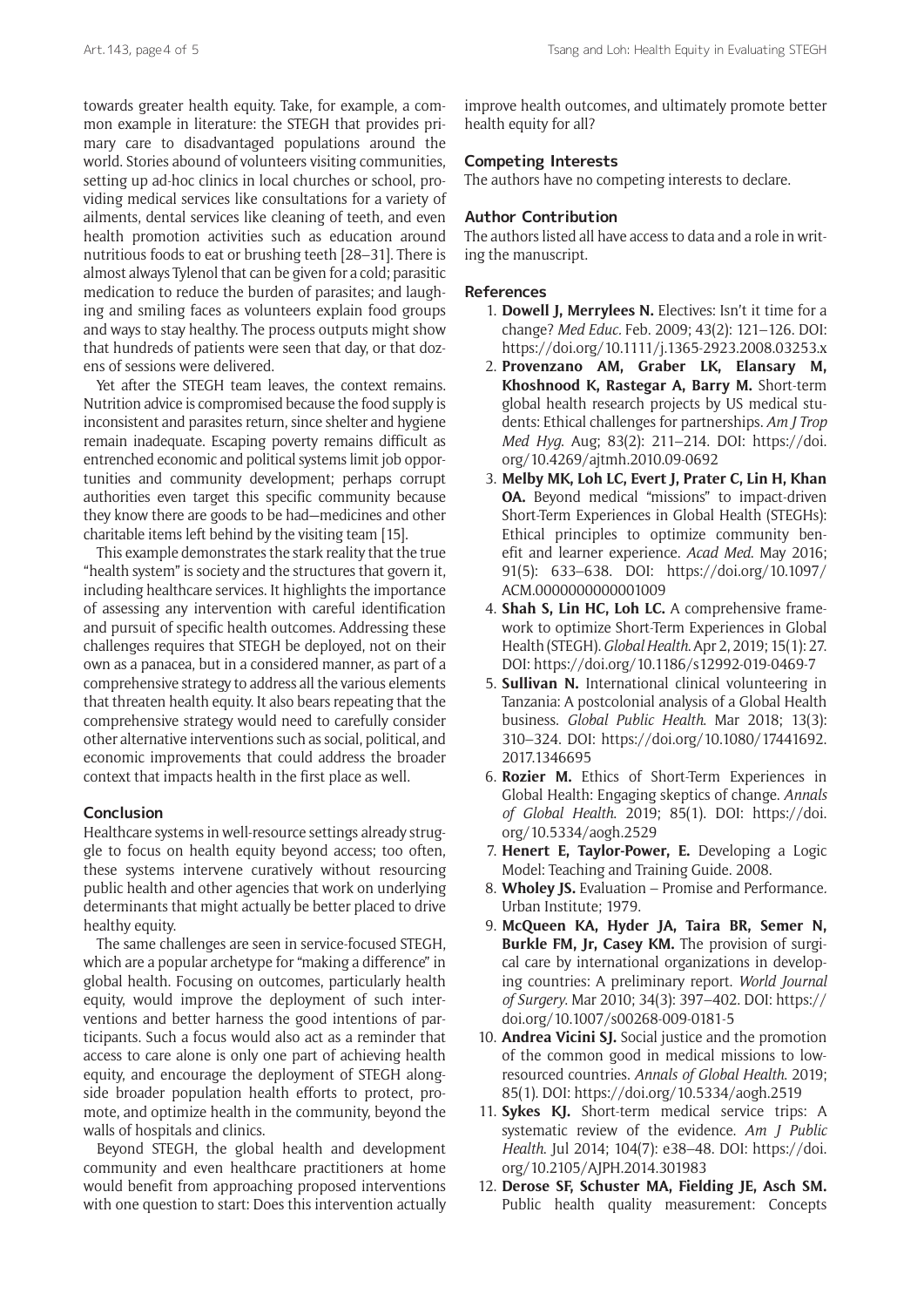towards greater health equity. Take, for example, a common example in literature: the STEGH that provides primary care to disadvantaged populations around the world. Stories abound of volunteers visiting communities, setting up ad-hoc clinics in local churches or school, providing medical services like consultations for a variety of ailments, dental services like cleaning of teeth, and even health promotion activities such as education around nutritious foods to eat or brushing teeth [28–31]. There is almost always Tylenol that can be given for a cold; parasitic medication to reduce the burden of parasites; and laughing and smiling faces as volunteers explain food groups and ways to stay healthy. The process outputs might show that hundreds of patients were seen that day, or that dozens of sessions were delivered.

Yet after the STEGH team leaves, the context remains. Nutrition advice is compromised because the food supply is inconsistent and parasites return, since shelter and hygiene remain inadequate. Escaping poverty remains difficult as entrenched economic and political systems limit job opportunities and community development; perhaps corrupt authorities even target this specific community because they know there are goods to be had—medicines and other charitable items left behind by the visiting team [15].

This example demonstrates the stark reality that the true "health system" is society and the structures that govern it, including healthcare services. It highlights the importance of assessing any intervention with careful identification and pursuit of specific health outcomes. Addressing these challenges requires that STEGH be deployed, not on their own as a panacea, but in a considered manner, as part of a comprehensive strategy to address all the various elements that threaten health equity. It also bears repeating that the comprehensive strategy would need to carefully consider other alternative interventions such as social, political, and economic improvements that could address the broader context that impacts health in the first place as well.

## Conclusion

Healthcare systems in well-resource settings already struggle to focus on health equity beyond access; too often, these systems intervene curatively without resourcing public health and other agencies that work on underlying determinants that might actually be better placed to drive healthy equity.

The same challenges are seen in service-focused STEGH, which are a popular archetype for "making a difference" in global health. Focusing on outcomes, particularly health equity, would improve the deployment of such interventions and better harness the good intentions of participants. Such a focus would also act as a reminder that access to care alone is only one part of achieving health equity, and encourage the deployment of STEGH alongside broader population health efforts to protect, promote, and optimize health in the community, beyond the walls of hospitals and clinics.

Beyond STEGH, the global health and development community and even healthcare practitioners at home would benefit from approaching proposed interventions with one question to start: Does this intervention actually improve health outcomes, and ultimately promote better health equity for all?

## Competing Interests

The authors have no competing interests to declare.

## Author Contribution

The authors listed all have access to data and a role in writing the manuscript.

## References

1. **Dowell J, Merrylees N.** Electives: Isn't it time for a change? *Med Educ.* Feb. 2009; 43(2): 121–126. DOI: https://doi.org/10.1111/j.1365-2923.2008.03253.x
2. **Provenzano AM, Graber LK, Elansary M, Khoshnood K, Rastegar A, Barry M.** Short-term global health research projects by US medical students: Ethical challenges for partnerships. *Am J Trop Med Hyg.* Aug; 83(2): 211–214. DOI: https://doi.org/10.4269/ajtmh.2010.09-0692
3. **Melby MK, Loh LC, Evert J, Prater C, Lin H, Khan OA.** Beyond medical "missions" to impact-driven Short-Term Experiences in Global Health (STEGHs): Ethical principles to optimize community benefit and learner experience. *Acad Med.* May 2016; 91(5): 633–638. DOI: https://doi.org/10.1097/ACM.0000000000001009
4. **Shah S, Lin HC, Loh LC.** A comprehensive framework to optimize Short-Term Experiences in Global Health (STEGH). *Global Health.* Apr 2, 2019; 15(1): 27. DOI: https://doi.org/10.1186/s12992-019-0469-7
5. **Sullivan N.** International clinical volunteering in Tanzania: A postcolonial analysis of a Global Health business. *Global Public Health.* Mar 2018; 13(3): 310–324. DOI: https://doi.org/10.1080/17441692.2017.1346695
6. **Rozier M.** Ethics of Short-Term Experiences in Global Health: Engaging skeptics of change. *Annals of Global Health.* 2019; 85(1). DOI: https://doi.org/10.5334/aogh.2529
7. **Henert E, Taylor-Power, E.** Developing a Logic Model: Teaching and Training Guide. 2008.
8. **Wholey JS.** Evaluation – Promise and Performance. Urban Institute; 1979.
9. **McQueen KA, Hyder JA, Taira BR, Semer N, Burkle FM, Jr, Casey KM.** The provision of surgical care by international organizations in developing countries: A preliminary report. *World Journal of Surgery.* Mar 2010; 34(3): 397–402. DOI: https://doi.org/10.1007/s00268-009-0181-5
10. **Andrea Vicini SJ.** Social justice and the promotion of the common good in medical missions to low-resourced countries. *Annals of Global Health.* 2019; 85(1). DOI: https://doi.org/10.5334/aogh.2519
11. **Sykes KJ.** Short-term medical service trips: A systematic review of the evidence. *Am J Public Health.* Jul 2014; 104(7): e38–48. DOI: https://doi.org/10.2105/AJPH.2014.301983
12. **Derose SF, Schuster MA, Fielding JE, Asch SM.** Public health quality measurement: Concepts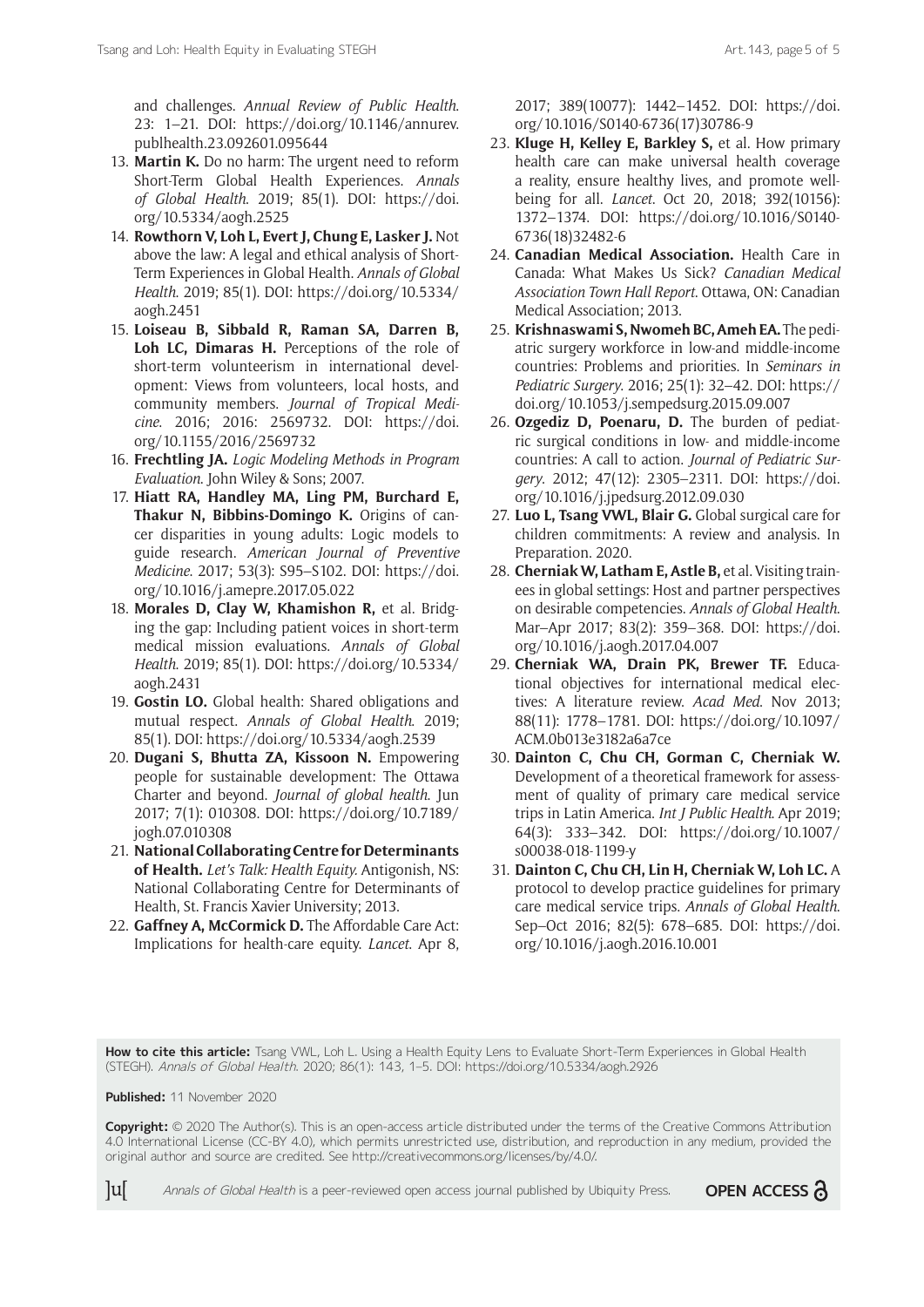and challenges. *Annual Review of Public Health*. 23: 1–21. DOI: https://doi.org/10.1146/annurev.publhealth.23.092601.095644

13. **Martin K.** Do no harm: The urgent need to reform Short-Term Global Health Experiences. *Annals of Global Health*. 2019; 85(1). DOI: https://doi.org/10.5334/aogh.2525
14. **Rowthorn V, Loh L, Evert J, Chung E, Lasker J.** Not above the law: A legal and ethical analysis of Short-Term Experiences in Global Health. *Annals of Global Health*. 2019; 85(1). DOI: https://doi.org/10.5334/aogh.2451
15. **Loiseau B, Sibbald R, Raman SA, Darren B, Loh LC, Dimaras H.** Perceptions of the role of short-term volunteerism in international development: Views from volunteers, local hosts, and community members. *Journal of Tropical Medicine*. 2016; 2016: 2569732. DOI: https://doi.org/10.1155/2016/2569732
16. **Frechtling JA.** *Logic Modeling Methods in Program Evaluation*. John Wiley & Sons; 2007.
17. **Hiatt RA, Handley MA, Ling PM, Burchard E, Thakur N, Bibbins-Domingo K.** Origins of cancer disparities in young adults: Logic models to guide research. *American Journal of Preventive Medicine*. 2017; 53(3): S95–S102. DOI: https://doi.org/10.1016/j.amepre.2017.05.022
18. **Morales D, Clay W, Khamishon R,** et al. Bridging the gap: Including patient voices in short-term medical mission evaluations. *Annals of Global Health*. 2019; 85(1). DOI: https://doi.org/10.5334/aogh.2431
19. **Gostin LO.** Global health: Shared obligations and mutual respect. *Annals of Global Health*. 2019; 85(1). DOI: https://doi.org/10.5334/aogh.2539
20. **Dugani S, Bhutta ZA, Kissoon N.** Empowering people for sustainable development: The Ottawa Charter and beyond. *Journal of global health*. Jun 2017; 7(1): 010308. DOI: https://doi.org/10.7189/jogh.07.010308
21. **National Collaborating Centre for Determinants of Health.** *Let's Talk: Health Equity*. Antigonish, NS: National Collaborating Centre for Determinants of Health, St. Francis Xavier University; 2013.
22. **Gaffney A, McCormick D.** The Affordable Care Act: Implications for health-care equity. *Lancet*. Apr 8, 2017; 389(10077): 1442–1452. DOI: https://doi.org/10.1016/S0140-6736(17)30786-9
23. **Kluge H, Kelley E, Barkley S,** et al. How primary health care can make universal health coverage a reality, ensure healthy lives, and promote well-being for all. *Lancet*. Oct 20, 2018; 392(10156): 1372–1374. DOI: https://doi.org/10.1016/S0140-6736(18)32482-6
24. **Canadian Medical Association.** Health Care in Canada: What Makes Us Sick? *Canadian Medical Association Town Hall Report*. Ottawa, ON: Canadian Medical Association; 2013.
25. **Krishnaswami S, Nwomeh BC, Ameh EA.** The pediatric surgery workforce in low-and middle-income countries: Problems and priorities. In *Seminars in Pediatric Surgery*. 2016; 25(1): 32–42. DOI: https://doi.org/10.1053/j.sempedsurg.2015.09.007
26. **Ozgediz D, Poenaru, D.** The burden of pediatric surgical conditions in low- and middle-income countries: A call to action. *Journal of Pediatric Surgery*. 2012; 47(12): 2305–2311. DOI: https://doi.org/10.1016/j.jpedsurg.2012.09.030
27. **Luo L, Tsang VWL, Blair G.** Global surgical care for children commitments: A review and analysis. In Preparation. 2020.
28. **Cherniak W, Latham E, Astle B,** et al. Visiting trainees in global settings: Host and partner perspectives on desirable competencies. *Annals of Global Health*. Mar–Apr 2017; 83(2): 359–368. DOI: https://doi.org/10.1016/j.aogh.2017.04.007
29. **Cherniak WA, Drain PK, Brewer TF.** Educational objectives for international medical electives: A literature review. *Acad Med*. Nov 2013; 88(11): 1778–1781. DOI: https://doi.org/10.1097/ACM.0b013e3182a6a7ce
30. **Dainton C, Chu CH, Gorman C, Cherniak W.** Development of a theoretical framework for assessment of quality of primary care medical service trips in Latin America. *Int J Public Health*. Apr 2019; 64(3): 333–342. DOI: https://doi.org/10.1007/s00038-018-1199-y
31. **Dainton C, Chu CH, Lin H, Cherniak W, Loh LC.** A protocol to develop practice guidelines for primary care medical service trips. *Annals of Global Health*. Sep–Oct 2016; 82(5): 678–685. DOI: https://doi.org/10.1016/j.aogh.2016.10.001

**How to cite this article:** Tsang VWL, Loh L. Using a Health Equity Lens to Evaluate Short-Term Experiences in Global Health (STEGH). *Annals of Global Health*. 2020; 86(1): 143, 1–5. DOI: https://doi.org/10.5334/aogh.2926

**Published:** 11 November 2020

**Copyright:** © 2020 The Author(s). This is an open-access article distributed under the terms of the Creative Commons Attribution 4.0 International License (CC-BY 4.0), which permits unrestricted use, distribution, and reproduction in any medium, provided the original author and source are credited. See http://creativecommons.org/licenses/by/4.0/.

*Annals of Global Health* is a peer-reviewed open access journal published by Ubiquity Press. **OPEN ACCESS**